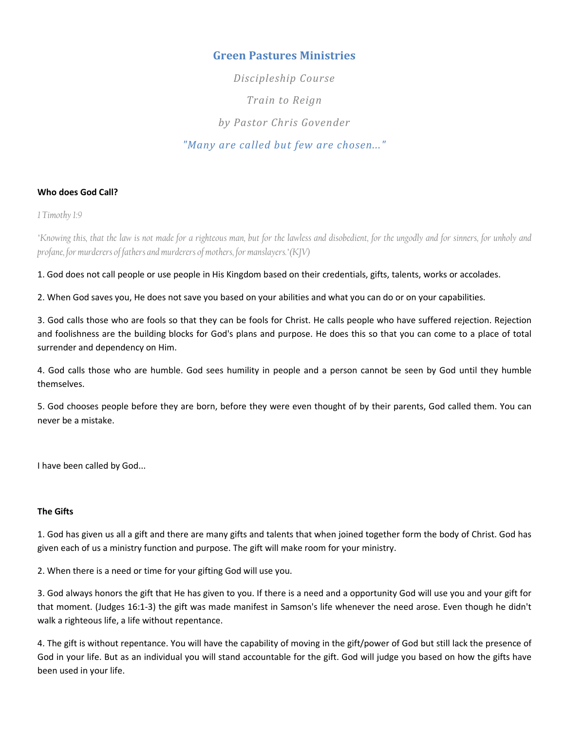# Green Pastures Ministries

*Discipleship Course*

*Train to Reign*

*by Pastor Chris Govender*

*"Many are called but few are chosen..."*

**Who does God Call?**

*1 Timothy 1:9*

*"Knowing this, that the law is not made for a righteous man, but for the lawless and disobedient, for the ungodly and for sinners, for unholy and profane, for murderers of fathers and murderers of mothers, for manslayers." (KJV)*

1. God does not call people or use people in His Kingdom based on their credentials, gifts, talents, works or accolades.

2. When God saves you, He does not save you based on your abilities and what you can do or on your capabilities.

3. God calls those who are fools so that they can be fools for Christ. He calls people who have suffered rejection. Rejection and foolishness are the building blocks for God's plans and purpose. He does this so that you can come to a place of total surrender and dependency on Him.

4. God calls those who are humble. God sees humility in people and a person cannot be seen by God until they humble themselves.

5. God chooses people before they are born, before they were even thought of by their parents, God called them. You can never be a mistake.

I have been called by God...

**The Gifts**

1. God has given us all a gift and there are many gifts and talents that when joined together form the body of Christ. God has given each of us a ministry function and purpose. The gift will make room for your ministry.

2. When there is a need or time for your gifting God will use you.

3. God always honors the gift that He has given to you. If there is a need and a opportunity God will use you and your gift for that moment. (Judges 16:1-3) the gift was made manifest in Samson's life whenever the need arose. Even though he didn't walk a righteous life, a life without repentance.

4. The gift is without repentance. You will have the capability of moving in the gift/power of God but still lack the presence of God in your life. But as an individual you will stand accountable for the gift. God will judge you based on how the gifts have been used in your life.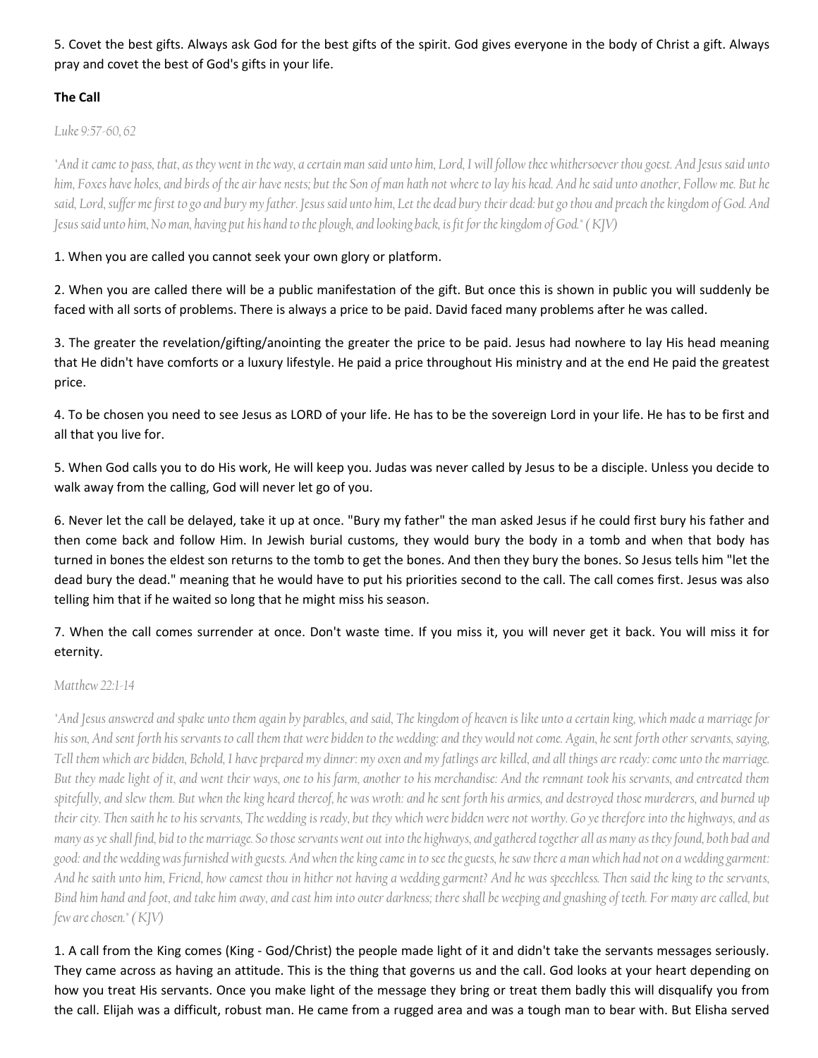5. Covet the best gifts. Always ask God for the best gifts of the spirit. God gives everyone in the body of Christ a gift. Always pray and covet the best of God's gifts in your life.

**The Call**

*Luke 9:57-60, 62*

*"And it came to pass, that, as they went in the way, a certain man said unto him, Lord, I will follow thee whithersoever thou goest. And Jesus said unto him, Foxes have holes, and birds of the air have nests; but the Son of man hath not where to lay his head. And he said unto another, Follow me. But he said, Lord, suffer me first to go and bury my father. Jesus said unto him, Let the dead bury their dead: but go thou and preach the kingdom of God. And Jesus said unto him, No man, having put his hand to the plough, and looking back, is fit for the kingdom of God." ( KJV)*

1. When you are called you cannot seek your own glory or platform.

2. When you are called there will be a public manifestation of the gift. But once this is shown in public you will suddenly be faced with all sorts of problems. There is always a price to be paid. David faced many problems after he was called.

3. The greater the revelation/gifting/anointing the greater the price to be paid. Jesus had nowhere to lay His head meaning that He didn't have comforts or a luxury lifestyle. He paid a price throughout His ministry and at the end He paid the greatest price.

4. To be chosen you need to see Jesus as LORD of your life. He has to be the sovereign Lord in your life. He has to be first and all that you live for.

5. When God calls you to do His work, He will keep you. Judas was never called by Jesus to be a disciple. Unless you decide to walk away from the calling, God will never let go of you.

6. Never let the call be delayed, take it up at once. "Bury my father" the man asked Jesus if he could first bury his father and then come back and follow Him. In Jewish burial customs, they would bury the body in a tomb and when that body has turned in bones the eldest son returns to the tomb to get the bones. And then they bury the bones. So Jesus tells him "let the dead bury the dead." meaning that he would have to put his priorities second to the call. The call comes first. Jesus was also telling him that if he waited so long that he might miss his season.

7. When the call comes surrender at once. Don't waste time. If you miss it, you will never get it back. You will miss it for eternity.

*Matthew 22:1-14*

*"And Jesus answered and spake unto them again by parables, and said, The kingdom of heaven is like unto a certain king, which made a marriage for his son, And sent forth his servants to call them that were bidden to the wedding: and they would not come. Again, he sent forth other servants, saying, Tell them which are bidden, Behold, I have prepared my dinner: my oxen and my fatlings are killed, and all things are ready: come unto the marriage. But they made light of it, and went their ways, one to his farm, another to his merchandise: And the remnant took his servants, and entreated them spitefully, and slew them. But when the king heard thereof, he was wroth: and he sent forth his armies, and destroyed those murderers, and burned up their city. Then saith he to his servants, The wedding is ready, but they which were bidden were not worthy. Go ye therefore into the highways, and as many as ye shall find, bid to the marriage. So those servants went out into the highways, and gathered together all as many as they found, both bad and good: and the wedding was furnished with guests. And when the king came in to see the guests, he saw there a man which had not on a wedding garment: And he saith unto him, Friend, how camest thou in hither not having a wedding garment? And he was speechless. Then said the king to the servants, Bind him hand and foot, and take him away, and cast him into outer darkness; there shall be weeping and gnashing of teeth. For many are called, but few are chosen." ( KJV)*

1. A call from the King comes (King - God/Christ) the people made light of it and didn't take the servants messages seriously. They came across as having an attitude. This is the thing that governs us and the call. God looks at your heart depending on how you treat His servants. Once you make light of the message they bring or treat them badly this will disqualify you from the call. Elijah was a difficult, robust man. He came from a rugged area and was a tough man to bear with. But Elisha served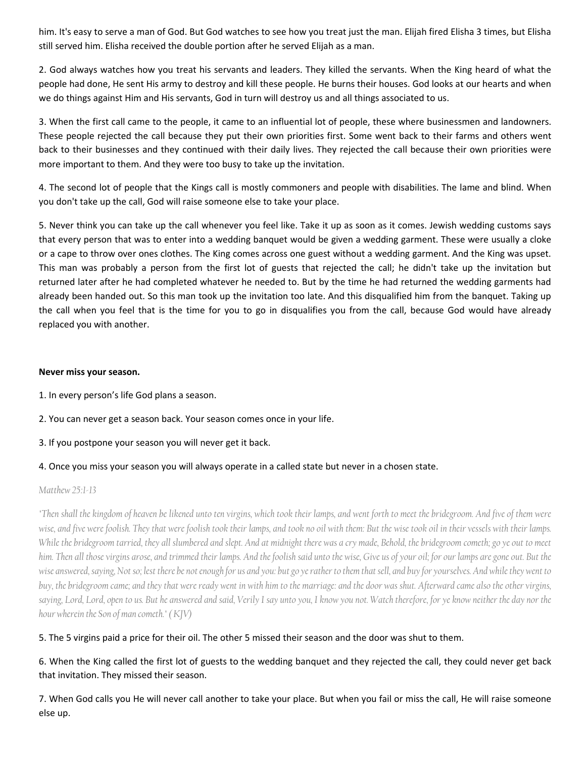him. It's easy to serve a man of God. But God watches to see how you treat just the man. Elijah fired Elisha 3 times, but Elisha still served him. Elisha received the double portion after he served Elijah as a man.

2. God always watches how you treat his servants and leaders. They killed the servants. When the King heard of what the people had done, He sent His army to destroy and kill these people. He burns their houses. God looks at our hearts and when we do things against Him and His servants, God in turn will destroy us and all things associated to us.

3. When the first call came to the people, it came to an influential lot of people, these where businessmen and landowners. These people rejected the call because they put their own priorities first. Some went back to their farms and others went back to their businesses and they continued with their daily lives. They rejected the call because their own priorities were more important to them. And they were too busy to take up the invitation.

4. The second lot of people that the Kings call is mostly commoners and people with disabilities. The lame and blind. When you don't take up the call, God will raise someone else to take your place.

5. Never think you can take up the call whenever you feel like. Take it up as soon as it comes. Jewish wedding customs says that every person that was to enter into a wedding banquet would be given a wedding garment. These were usually a cloke or a cape to throw over ones clothes. The King comes across one guest without a wedding garment. And the King was upset. This man was probably a person from the first lot of guests that rejected the call; he didn't take up the invitation but returned later after he had completed whatever he needed to. But by the time he had returned the wedding garments had already been handed out. So this man took up the invitation too late. And this disqualified him from the banquet. Taking up the call when you feel that is the time for you to go in disqualifies you from the call, because God would have already replaced you with another.

**Never miss your season.**

1. In every person's life God plans a season.

2. You can never get a season back. Your season comes once in your life.

3. If you postpone your season you will never get it back.

4. Once you miss your season you will always operate in a called state but never in a chosen state.

*Matthew 25:1-13*

*"Then shall the kingdom of heaven be likened unto ten virgins, which took their lamps, and went forth to meet the bridegroom. And five of them were wise, and five were foolish. They that were foolish took their lamps, and took no oil with them: But the wise took oil in their vessels with their lamps. While the bridegroom tarried, they all slumbered and slept. And at midnight there was a cry made, Behold, the bridegroom cometh; go ye out to meet him. Then all those virgins arose, and trimmed their lamps. And the foolish said unto the wise, Give us of your oil; for our lamps are gone out. But the wise answered, saying, Not so; lest there be not enough for us and you: but go ye rather to them that sell, and buy for yourselves. And while they went to buy, the bridegroom came; and they that were ready went in with him to the marriage: and the door was shut. Afterward came also the other virgins, saying, Lord, Lord, open to us. But he answered and said, Verily I say unto you, I know you not. Watch therefore, for ye know neither the day nor the hour wherein the Son of man cometh." ( KJV)*

5. The 5 virgins paid a price for their oil. The other 5 missed their season and the door was shut to them.

6. When the King called the first lot of guests to the wedding banquet and they rejected the call, they could never get back that invitation. They missed their season.

7. When God calls you He will never call another to take your place. But when you fail or miss the call, He will raise someone else up.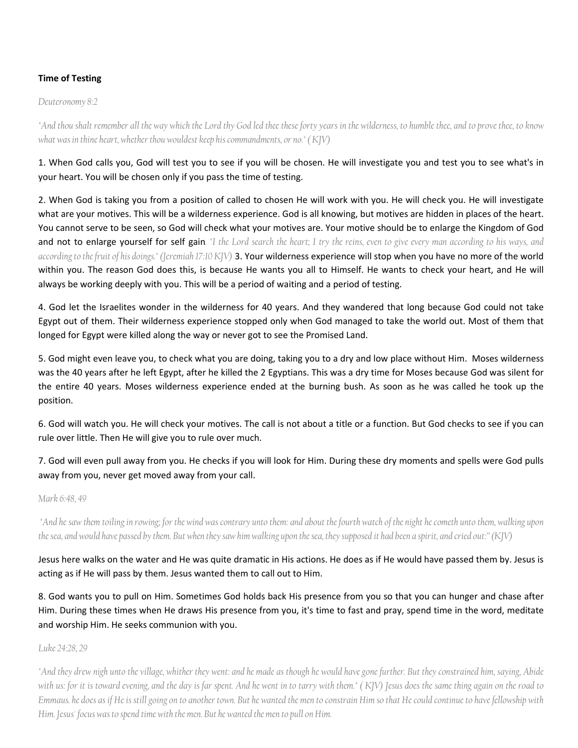**Time of Testing**

*Deuteronomy 8:2*

*"And thou shalt remember all the way which the Lord thy God led thee these forty years in the wilderness, to humble thee, and to prove thee, to know what was in thine heart, whether thou wouldest keep his commandments, or no." ( KJV)*

1. When God calls you, God will test you to see if you will be chosen. He will investigate you and test you to see what's in your heart. You will be chosen only if you pass the time of testing.

2. When God is taking you from a position of called to chosen He will work with you. He will check you. He will investigate what are your motives. This will be a wilderness experience. God is all knowing, but motives are hidden in places of the heart. You cannot serve to be seen, so God will check what your motives are. Your motive should be to enlarge the Kingdom of God and not to enlarge yourself for self gain*. "I the Lord search the heart; I try the reins, even to give every man according to his ways, and according to the fruit of his doings." (Jeremiah 17:10 KJV)* 3. Your wilderness experience will stop when you have no more of the world within you. The reason God does this, is because He wants you all to Himself. He wants to check your heart, and He will always be working deeply with you. This will be a period of waiting and a period of testing.

4. God let the Israelites wonder in the wilderness for 40 years. And they wandered that long because God could not take Egypt out of them. Their wilderness experience stopped only when God managed to take the world out. Most of them that longed for Egypt were killed along the way or never got to see the Promised Land.

5. God might even leave you, to check what you are doing, taking you to a dry and low place without Him. Moses wilderness was the 40 years after he left Egypt, after he killed the 2 Egyptians. This was a dry time for Moses because God was silent for the entire 40 years. Moses wilderness experience ended at the burning bush. As soon as he was called he took up the position.

6. God will watch you. He will check your motives. The call is not about a title or a function. But God checks to see if you can rule over little. Then He will give you to rule over much.

7. God will even pull away from you. He checks if you will look for Him. During these dry moments and spells were God pulls away from you, never get moved away from your call.

*Mark 6:48, 49*

*"And he saw them toiling in rowing; for the wind was contrary unto them: and about the fourth watch of the night he cometh unto them, walking upon the sea, and would have passed by them. But when they saw him walking upon the sea, they supposed it had been a spirit, and cried out:" (KJV)*

Jesus here walks on the water and He was quite dramatic in His actions. He does as if He would have passed them by. Jesus is acting as if He will pass by them. Jesus wanted them to call out to Him.

8. God wants you to pull on Him. Sometimes God holds back His presence from you so that you can hunger and chase after Him. During these times when He draws His presence from you, it's time to fast and pray, spend time in the word, meditate and worship Him. He seeks communion with you.

*Luke 24:28, 29*

*"And they drew nigh unto the village, whither they went: and he made as though he would have gone further. But they constrained him, saying, Abide with us: for it is toward evening, and the day is far spent. And he went in to tarry with them." ( KJV) Jesus does the same thing again on the road to Emmaus. he does as if He is still going on to another town. But he wanted the men to constrain Him so that He could continue to have fellowship with Him. Jesus' focus was to spend time with the men. But he wanted the men to pull on Him.*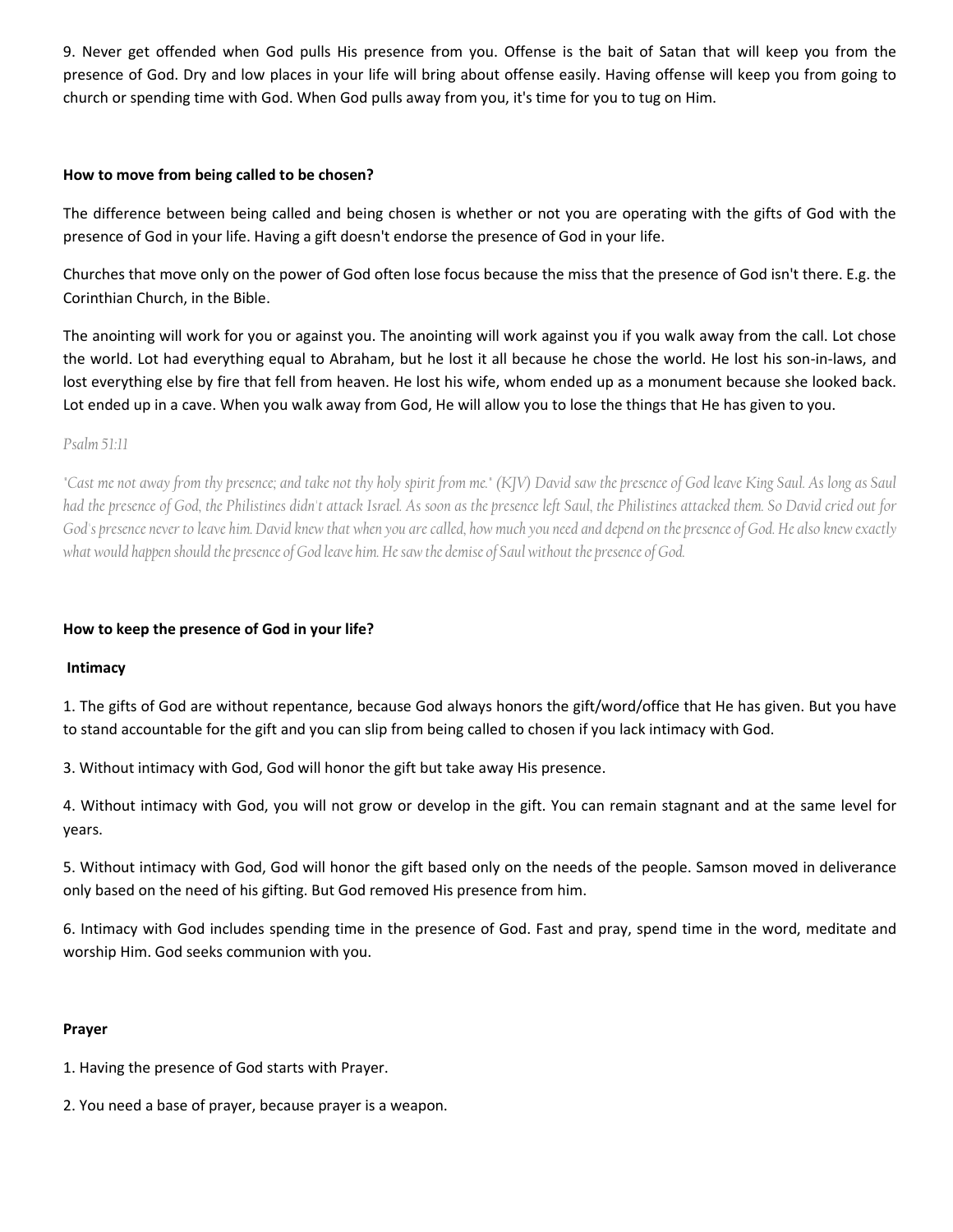9. Never get offended when God pulls His presence from you. Offense is the bait of Satan that will keep you from the presence of God. Dry and low places in your life will bring about offense easily. Having offense will keep you from going to church or spending time with God. When God pulls away from you, it's time for you to tug on Him.

**How to move from being called to be chosen?**

The difference between being called and being chosen is whether or not you are operating with the gifts of God with the presence of God in your life. Having a gift doesn't endorse the presence of God in your life.

Churches that move only on the power of God often lose focus because the miss that the presence of God isn't there. E.g. the Corinthian Church, in the Bible.

The anointing will work for you or against you. The anointing will work against you if you walk away from the call. Lot chose the world. Lot had everything equal to Abraham, but he lost it all because he chose the world. He lost his son-in-laws, and lost everything else by fire that fell from heaven. He lost his wife, whom ended up as a monument because she looked back. Lot ended up in a cave. When you walk away from God, He will allow you to lose the things that He has given to you.

*Psalm 51:11*

*"Cast me not away from thy presence; and take not thy holy spirit from me." (KJV) David saw the presence of God leave King Saul. As long as Saul had the presence of God, the Philistines didn't attack Israel. As soon as the presence left Saul, the Philistines attacked them. So David cried out for God's presence never to leave him. David knew that when you are called, how much you need and depend on the presence of God. He also knew exactly what would happen should the presence of God leave him. He saw the demise of Saul without the presence of God.*

**How to keep the presence of God in your life?**

**Intimacy**

1. The gifts of God are without repentance, because God always honors the gift/word/office that He has given. But you have to stand accountable for the gift and you can slip from being called to chosen if you lack intimacy with God.

3. Without intimacy with God, God will honor the gift but take away His presence.

4. Without intimacy with God, you will not grow or develop in the gift. You can remain stagnant and at the same level for years.

5. Without intimacy with God, God will honor the gift based only on the needs of the people. Samson moved in deliverance only based on the need of his gifting. But God removed His presence from him.

6. Intimacy with God includes spending time in the presence of God. Fast and pray, spend time in the word, meditate and worship Him. God seeks communion with you.

**Prayer**

1. Having the presence of God starts with Prayer.

2. You need a base of prayer, because prayer is a weapon.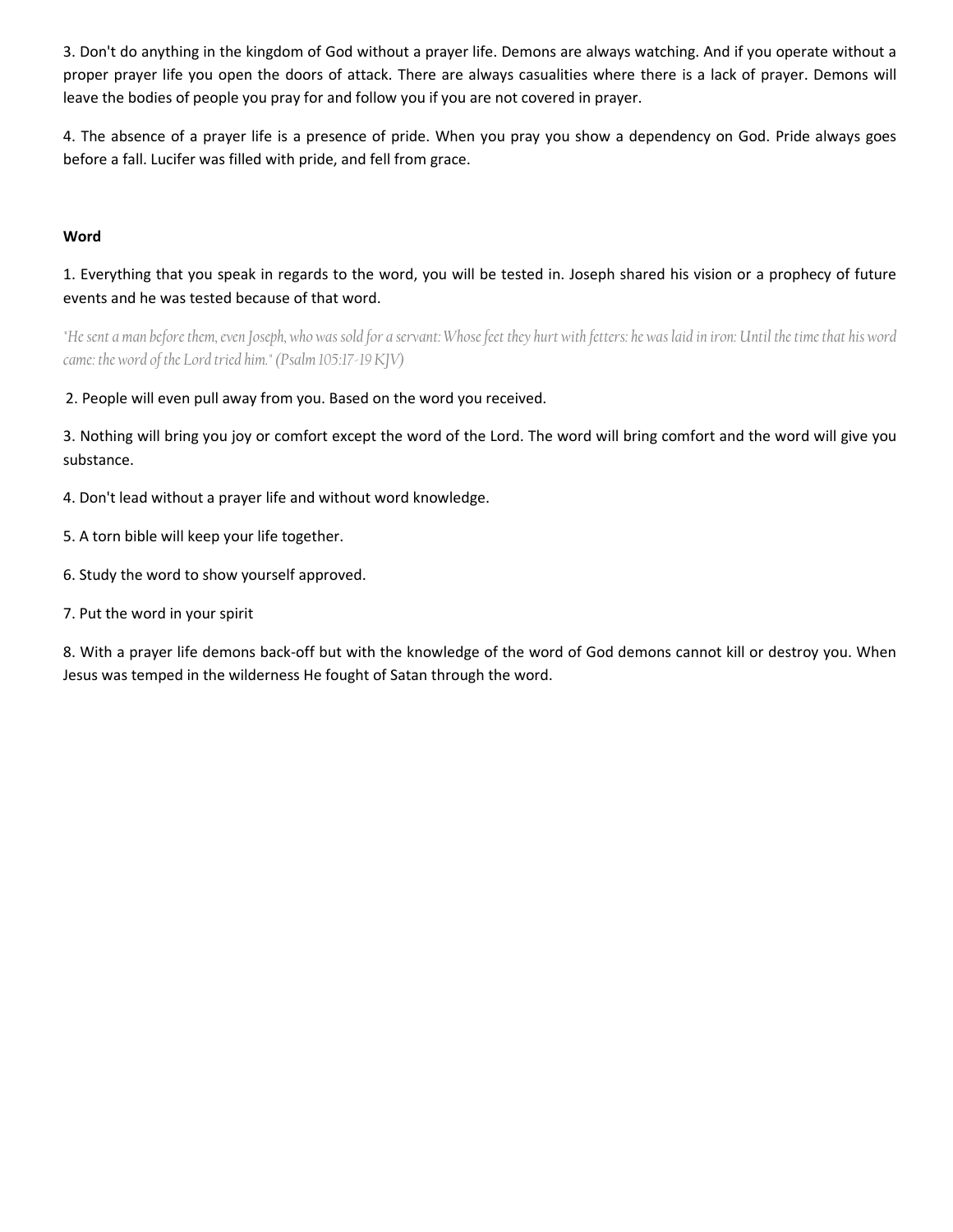3. Don't do anything in the kingdom of God without a prayer life. Demons are always watching. And if you operate without a proper prayer life you open the doors of attack. There are always casualities where there is a lack of prayer. Demons will leave the bodies of people you pray for and follow you if you are not covered in prayer.

4. The absence of a prayer life is a presence of pride. When you pray you show a dependency on God. Pride always goes before a fall. Lucifer was filled with pride, and fell from grace.

**Word**

1. Everything that you speak in regards to the word, you will be tested in. Joseph shared his vision or a prophecy of future events and he was tested because of that word.

*"He sent a man before them, even Joseph, who was sold for a servant: Whose feet they hurt with fetters: he was laid in iron: Until the time that his word came: the word of the Lord tried him." (Psalm 105:17-19 KJV)*

2. People will even pull away from you. Based on the word you received.

3. Nothing will bring you joy or comfort except the word of the Lord. The word will bring comfort and the word will give you substance.

4. Don't lead without a prayer life and without word knowledge.

5. A torn bible will keep your life together.

6. Study the word to show yourself approved.

7. Put the word in your spirit

8. With a prayer life demons back-off but with the knowledge of the word of God demons cannot kill or destroy you. When Jesus was temped in the wilderness He fought of Satan through the word.